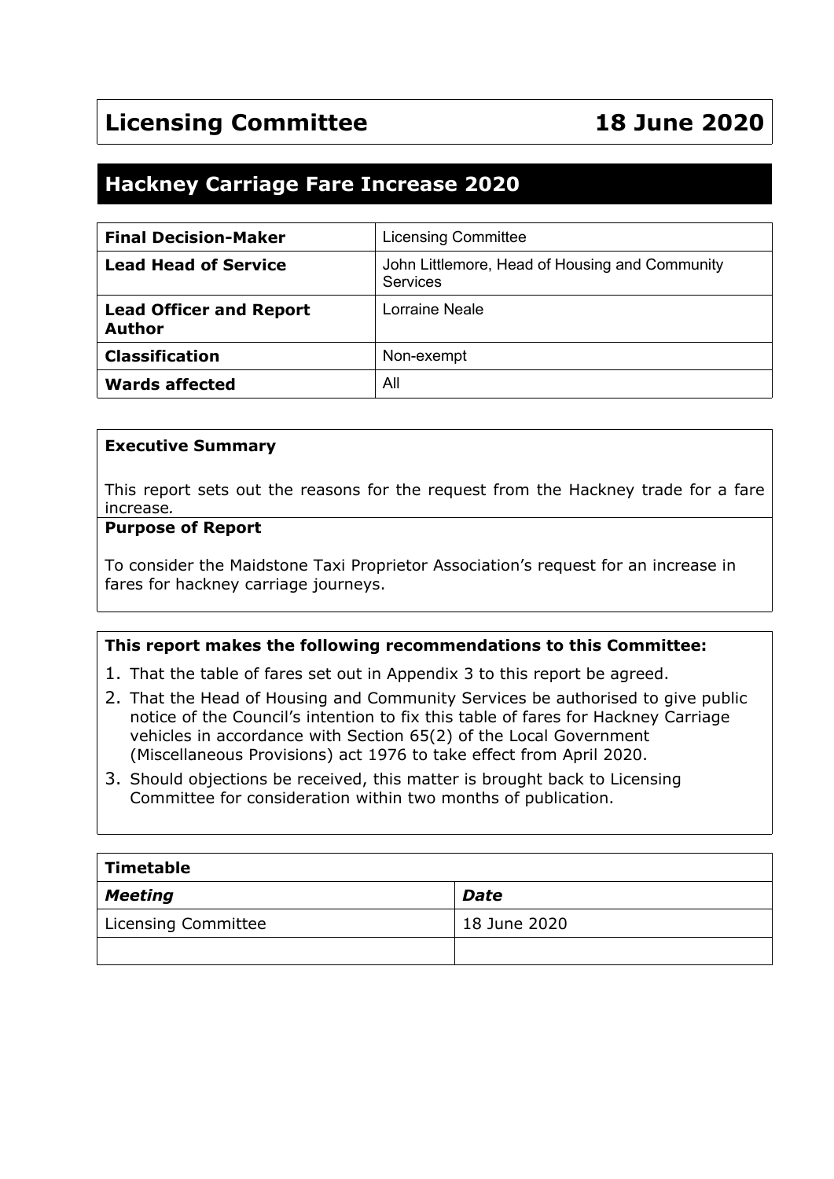# Licensing Committee — 18 June 2020

## Hackney Carriage Fare Increase 2020

| | |
|---|---|
| **Final Decision-Maker** | Licensing Committee |
| **Lead Head of Service** | John Littlemore, Head of Housing and Community Services |
| **Lead Officer and Report Author** | Lorraine Neale |
| **Classification** | Non-exempt |
| **Wards affected** | All |

**Executive Summary**

This report sets out the reasons for the request from the Hackney trade for a fare increase*.*

**Purpose of Report**

To consider the Maidstone Taxi Proprietor Association's request for an increase in fares for hackney carriage journeys.

**This report makes the following recommendations to this Committee:**

1. That the table of fares set out in Appendix 3 to this report be agreed.
2. That the Head of Housing and Community Services be authorised to give public notice of the Council's intention to fix this table of fares for Hackney Carriage vehicles in accordance with Section 65(2) of the Local Government (Miscellaneous Provisions) act 1976 to take effect from April 2020.
3. Should objections be received, this matter is brought back to Licensing Committee for consideration within two months of publication.

| **Timetable** | |
|---|---|
| ***Meeting*** | ***Date*** |
| Licensing Committee | 18 June 2020 |
| | |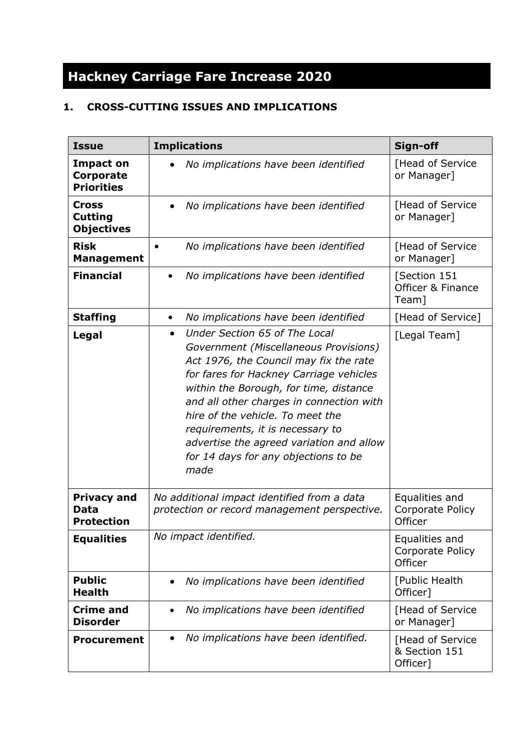# Hackney Carriage Fare Increase 2020

## 1. CROSS-CUTTING ISSUES AND IMPLICATIONS

| Issue | Implications | Sign-off |
|---|---|---|
| **Impact on Corporate Priorities** | • *No implications have been identified* | [Head of Service or Manager] |
| **Cross Cutting Objectives** | • *No implications have been identified* | [Head of Service or Manager] |
| **Risk Management** | • *No implications have been identified* | [Head of Service or Manager] |
| **Financial** | • *No implications have been identified* | [Section 151 Officer & Finance Team] |
| **Staffing** | • *No implications have been identified* | [Head of Service] |
| **Legal** | • *Under Section 65 of The Local Government (Miscellaneous Provisions) Act 1976, the Council may fix the rate for fares for Hackney Carriage vehicles within the Borough, for time, distance and all other charges in connection with hire of the vehicle. To meet the requirements, it is necessary to advertise the agreed variation and allow for 14 days for any objections to be made* | [Legal Team] |
| **Privacy and Data Protection** | *No additional impact identified from a data protection or record management perspective.* | Equalities and Corporate Policy Officer |
| **Equalities** | *No impact identified.* | Equalities and Corporate Policy Officer |
| **Public Health** | • *No implications have been identified* | [Public Health Officer] |
| **Crime and Disorder** | • *No implications have been identified* | [Head of Service or Manager] |
| **Procurement** | • *No implications have been identified.* | [Head of Service & Section 151 Officer] |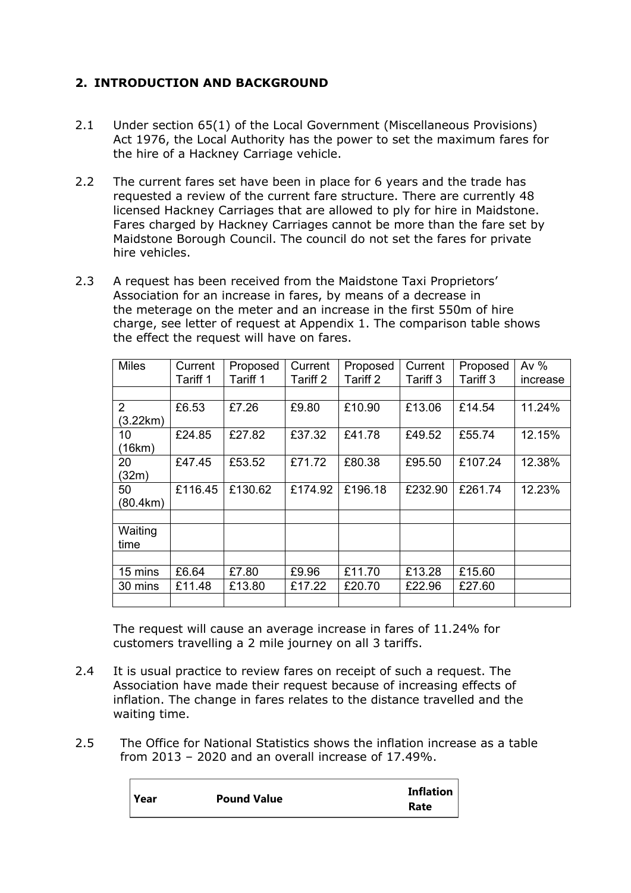## 2. INTRODUCTION AND BACKGROUND

2.1 Under section 65(1) of the Local Government (Miscellaneous Provisions) Act 1976, the Local Authority has the power to set the maximum fares for the hire of a Hackney Carriage vehicle.

2.2 The current fares set have been in place for 6 years and the trade has requested a review of the current fare structure. There are currently 48 licensed Hackney Carriages that are allowed to ply for hire in Maidstone. Fares charged by Hackney Carriages cannot be more than the fare set by Maidstone Borough Council. The council do not set the fares for private hire vehicles.

2.3 A request has been received from the Maidstone Taxi Proprietors' Association for an increase in fares, by means of a decrease in the meterage on the meter and an increase in the first 550m of hire charge, see letter of request at Appendix 1. The comparison table shows the effect the request will have on fares.

| Miles | Current Tariff 1 | Proposed Tariff 1 | Current Tariff 2 | Proposed Tariff 2 | Current Tariff 3 | Proposed Tariff 3 | Av % increase |
|---|---|---|---|---|---|---|---|
| | | | | | | | |
| 2 (3.22km) | £6.53 | £7.26 | £9.80 | £10.90 | £13.06 | £14.54 | 11.24% |
| 10 (16km) | £24.85 | £27.82 | £37.32 | £41.78 | £49.52 | £55.74 | 12.15% |
| 20 (32m) | £47.45 | £53.52 | £71.72 | £80.38 | £95.50 | £107.24 | 12.38% |
| 50 (80.4km) | £116.45 | £130.62 | £174.92 | £196.18 | £232.90 | £261.74 | 12.23% |
| | | | | | | | |
| Waiting time | | | | | | | |
| | | | | | | | |
| 15 mins | £6.64 | £7.80 | £9.96 | £11.70 | £13.28 | £15.60 | |
| 30 mins | £11.48 | £13.80 | £17.22 | £20.70 | £22.96 | £27.60 | |
| | | | | | | | |

The request will cause an average increase in fares of 11.24% for customers travelling a 2 mile journey on all 3 tariffs.

2.4 It is usual practice to review fares on receipt of such a request. The Association have made their request because of increasing effects of inflation. The change in fares relates to the distance travelled and the waiting time.

2.5 The Office for National Statistics shows the inflation increase as a table from 2013 – 2020 and an overall increase of 17.49%.

| Year | Pound Value | Inflation Rate |
|---|---|---|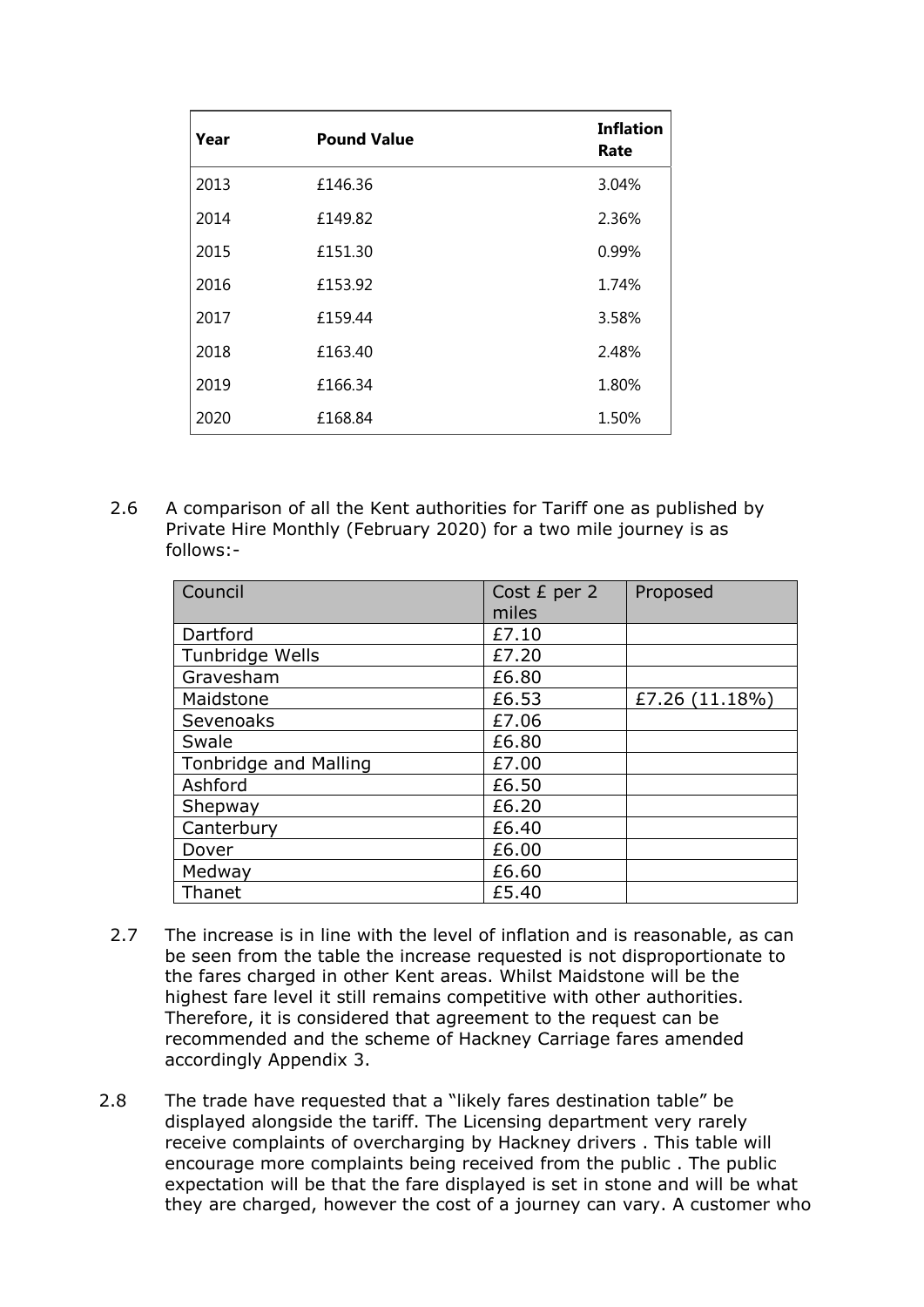| Year | Pound Value | Inflation Rate |
| --- | --- | --- |
| 2013 | £146.36 | 3.04% |
| 2014 | £149.82 | 2.36% |
| 2015 | £151.30 | 0.99% |
| 2016 | £153.92 | 1.74% |
| 2017 | £159.44 | 3.58% |
| 2018 | £163.40 | 2.48% |
| 2019 | £166.34 | 1.80% |
| 2020 | £168.84 | 1.50% |

2.6 A comparison of all the Kent authorities for Tariff one as published by Private Hire Monthly (February 2020) for a two mile journey is as follows:-

| Council | Cost £ per 2 miles | Proposed |
| --- | --- | --- |
| Dartford | £7.10 | |
| Tunbridge Wells | £7.20 | |
| Gravesham | £6.80 | |
| Maidstone | £6.53 | £7.26 (11.18%) |
| Sevenoaks | £7.06 | |
| Swale | £6.80 | |
| Tonbridge and Malling | £7.00 | |
| Ashford | £6.50 | |
| Shepway | £6.20 | |
| Canterbury | £6.40 | |
| Dover | £6.00 | |
| Medway | £6.60 | |
| Thanet | £5.40 | |

2.7 The increase is in line with the level of inflation and is reasonable, as can be seen from the table the increase requested is not disproportionate to the fares charged in other Kent areas. Whilst Maidstone will be the highest fare level it still remains competitive with other authorities. Therefore, it is considered that agreement to the request can be recommended and the scheme of Hackney Carriage fares amended accordingly Appendix 3.

2.8 The trade have requested that a "likely fares destination table" be displayed alongside the tariff. The Licensing department very rarely receive complaints of overcharging by Hackney drivers . This table will encourage more complaints being received from the public . The public expectation will be that the fare displayed is set in stone and will be what they are charged, however the cost of a journey can vary. A customer who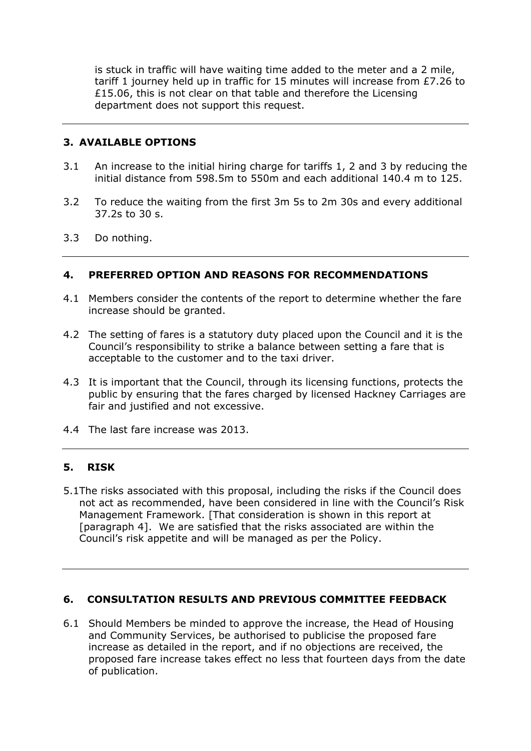is stuck in traffic will have waiting time added to the meter and a 2 mile, tariff 1 journey held up in traffic for 15 minutes will increase from £7.26 to £15.06, this is not clear on that table and therefore the Licensing department does not support this request.

## 3. AVAILABLE OPTIONS

3.1 An increase to the initial hiring charge for tariffs 1, 2 and 3 by reducing the initial distance from 598.5m to 550m and each additional 140.4 m to 125.

3.2 To reduce the waiting from the first 3m 5s to 2m 30s and every additional 37.2s to 30 s.

3.3 Do nothing.

## 4. PREFERRED OPTION AND REASONS FOR RECOMMENDATIONS

4.1 Members consider the contents of the report to determine whether the fare increase should be granted.

4.2 The setting of fares is a statutory duty placed upon the Council and it is the Council's responsibility to strike a balance between setting a fare that is acceptable to the customer and to the taxi driver.

4.3 It is important that the Council, through its licensing functions, protects the public by ensuring that the fares charged by licensed Hackney Carriages are fair and justified and not excessive.

4.4 The last fare increase was 2013.

## 5. RISK

5.1 The risks associated with this proposal, including the risks if the Council does not act as recommended, have been considered in line with the Council's Risk Management Framework. [That consideration is shown in this report at [paragraph 4]. We are satisfied that the risks associated are within the Council's risk appetite and will be managed as per the Policy.

## 6. CONSULTATION RESULTS AND PREVIOUS COMMITTEE FEEDBACK

6.1 Should Members be minded to approve the increase, the Head of Housing and Community Services, be authorised to publicise the proposed fare increase as detailed in the report, and if no objections are received, the proposed fare increase takes effect no less that fourteen days from the date of publication.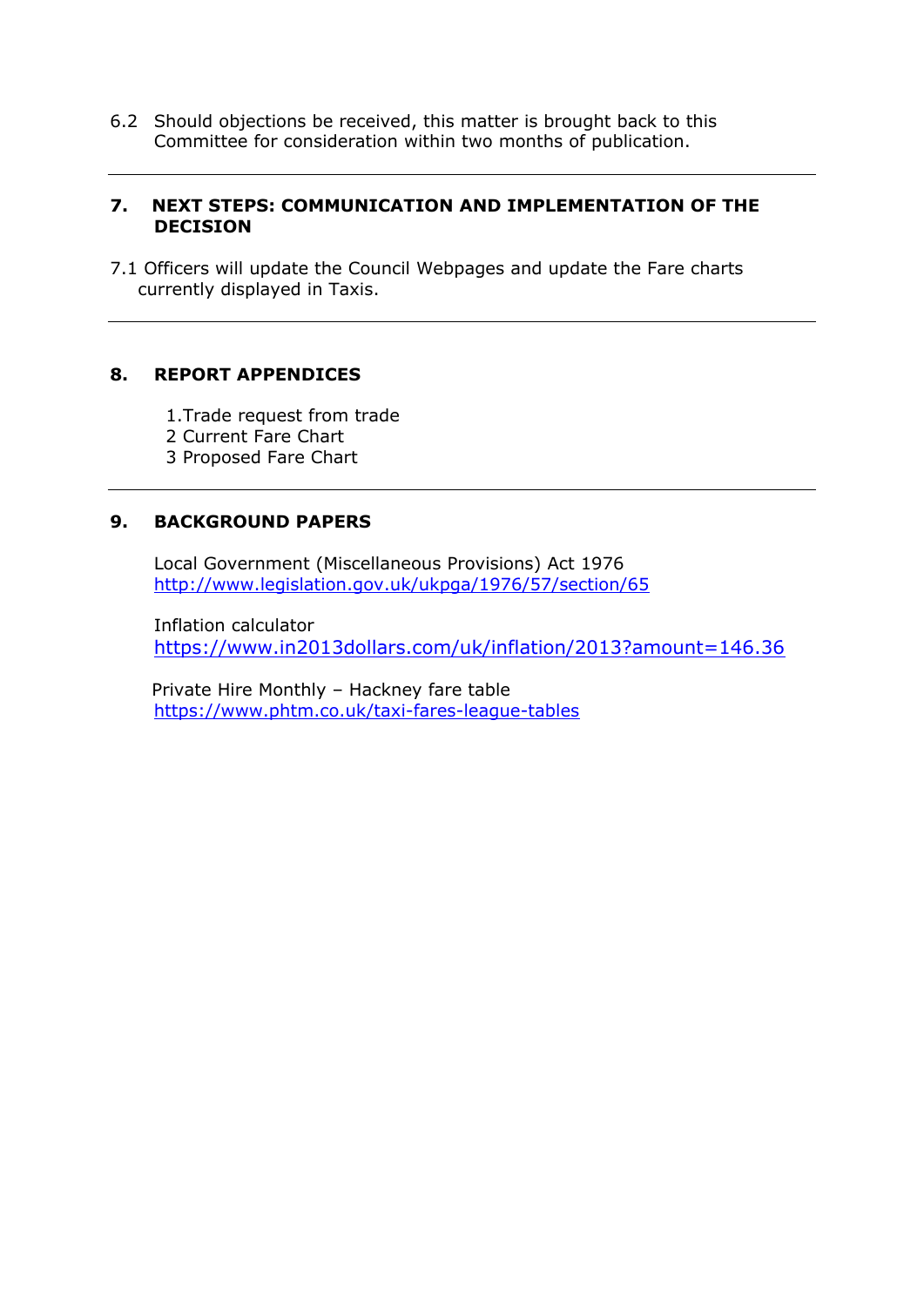6.2 Should objections be received, this matter is brought back to this Committee for consideration within two months of publication.

## 7. NEXT STEPS: COMMUNICATION AND IMPLEMENTATION OF THE DECISION

7.1 Officers will update the Council Webpages and update the Fare charts currently displayed in Taxis.

## 8. REPORT APPENDICES

1. Trade request from trade
2. Current Fare Chart
3. Proposed Fare Chart

## 9. BACKGROUND PAPERS

Local Government (Miscellaneous Provisions) Act 1976
http://www.legislation.gov.uk/ukpga/1976/57/section/65

Inflation calculator
https://www.in2013dollars.com/uk/inflation/2013?amount=146.36

Private Hire Monthly – Hackney fare table
https://www.phtm.co.uk/taxi-fares-league-tables